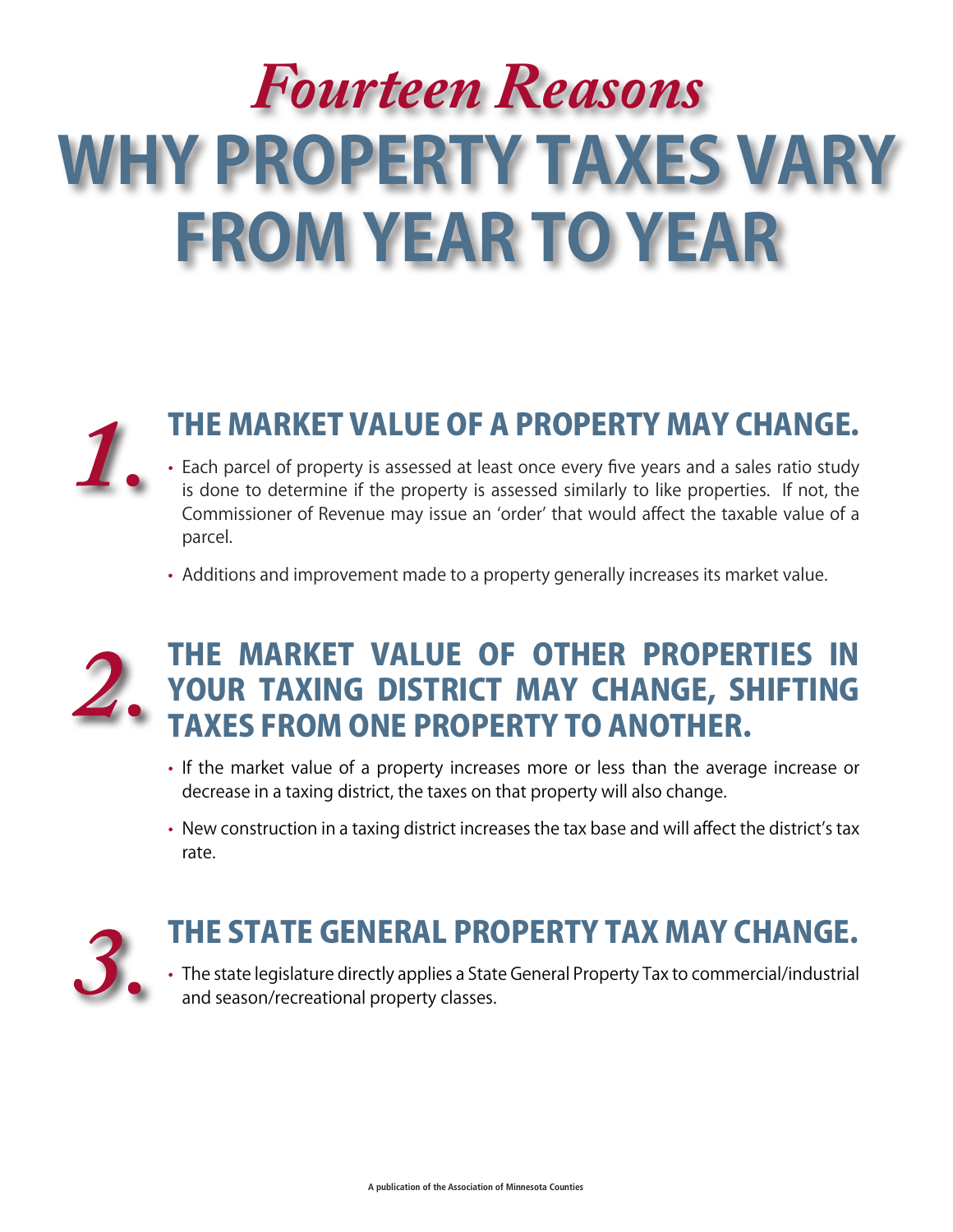# *Fourteen Reasons*
# WHY PROPERTY TAXES VARY FROM YEAR TO YEAR

## *1.* THE MARKET VALUE OF A PROPERTY MAY CHANGE.

- Each parcel of property is assessed at least once every five years and a sales ratio study is done to determine if the property is assessed similarly to like properties. If not, the Commissioner of Revenue may issue an 'order' that would affect the taxable value of a parcel.
- Additions and improvement made to a property generally increases its market value.

## *2.* THE MARKET VALUE OF OTHER PROPERTIES IN YOUR TAXING DISTRICT MAY CHANGE, SHIFTING TAXES FROM ONE PROPERTY TO ANOTHER.

- If the market value of a property increases more or less than the average increase or decrease in a taxing district, the taxes on that property will also change.
- New construction in a taxing district increases the tax base and will affect the district's tax rate.

## *3.* THE STATE GENERAL PROPERTY TAX MAY CHANGE.

- The state legislature directly applies a State General Property Tax to commercial/industrial and season/recreational property classes.

A publication of the Association of Minnesota Counties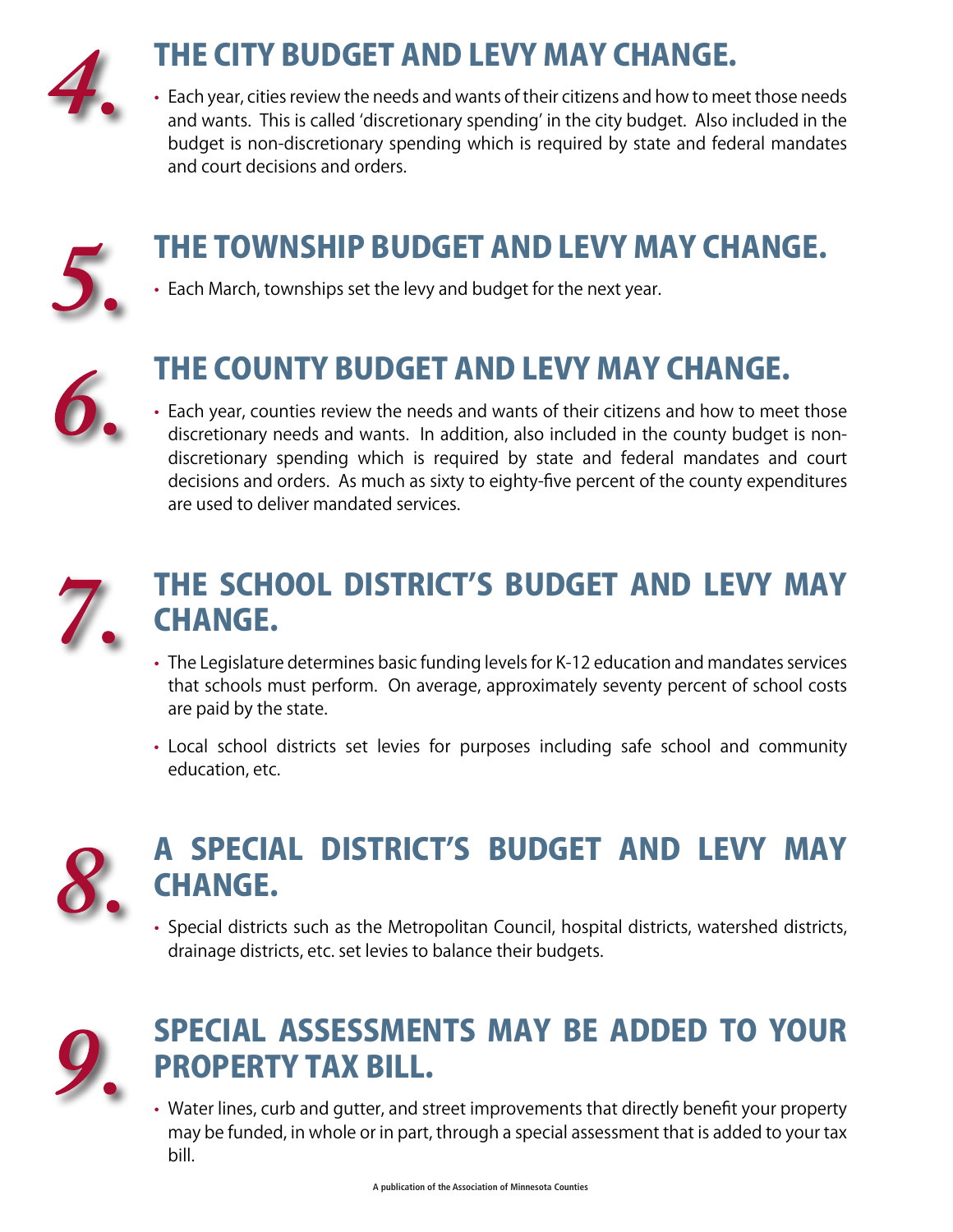## 4. THE CITY BUDGET AND LEVY MAY CHANGE.

- Each year, cities review the needs and wants of their citizens and how to meet those needs and wants. This is called 'discretionary spending' in the city budget. Also included in the budget is non-discretionary spending which is required by state and federal mandates and court decisions and orders.

## 5. THE TOWNSHIP BUDGET AND LEVY MAY CHANGE.

- Each March, townships set the levy and budget for the next year.

## 6. THE COUNTY BUDGET AND LEVY MAY CHANGE.

- Each year, counties review the needs and wants of their citizens and how to meet those discretionary needs and wants. In addition, also included in the county budget is non-discretionary spending which is required by state and federal mandates and court decisions and orders. As much as sixty to eighty-five percent of the county expenditures are used to deliver mandated services.

## 7. THE SCHOOL DISTRICT'S BUDGET AND LEVY MAY CHANGE.

- The Legislature determines basic funding levels for K-12 education and mandates services that schools must perform. On average, approximately seventy percent of school costs are paid by the state.
- Local school districts set levies for purposes including safe school and community education, etc.

## 8. A SPECIAL DISTRICT'S BUDGET AND LEVY MAY CHANGE.

- Special districts such as the Metropolitan Council, hospital districts, watershed districts, drainage districts, etc. set levies to balance their budgets.

## 9. SPECIAL ASSESSMENTS MAY BE ADDED TO YOUR PROPERTY TAX BILL.

- Water lines, curb and gutter, and street improvements that directly benefit your property may be funded, in whole or in part, through a special assessment that is added to your tax bill.

A publication of the Association of Minnesota Counties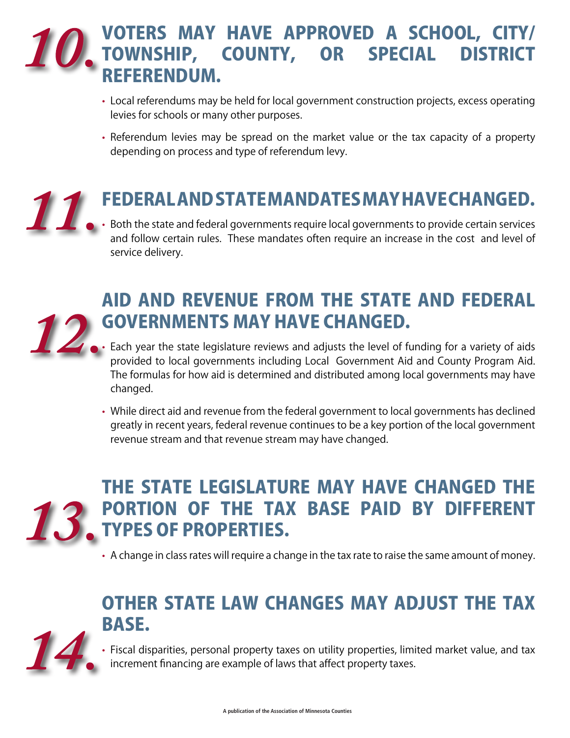## 10. VOTERS MAY HAVE APPROVED A SCHOOL, CITY/ TOWNSHIP, COUNTY, OR SPECIAL DISTRICT REFERENDUM.

- Local referendums may be held for local government construction projects, excess operating levies for schools or many other purposes.
- Referendum levies may be spread on the market value or the tax capacity of a property depending on process and type of referendum levy.

## 11. FEDERAL AND STATE MANDATES MAY HAVE CHANGED.

- Both the state and federal governments require local governments to provide certain services and follow certain rules. These mandates often require an increase in the cost and level of service delivery.

## 12. AID AND REVENUE FROM THE STATE AND FEDERAL GOVERNMENTS MAY HAVE CHANGED.

- Each year the state legislature reviews and adjusts the level of funding for a variety of aids provided to local governments including Local Government Aid and County Program Aid. The formulas for how aid is determined and distributed among local governments may have changed.
- While direct aid and revenue from the federal government to local governments has declined greatly in recent years, federal revenue continues to be a key portion of the local government revenue stream and that revenue stream may have changed.

## 13. THE STATE LEGISLATURE MAY HAVE CHANGED THE PORTION OF THE TAX BASE PAID BY DIFFERENT TYPES OF PROPERTIES.

- A change in class rates will require a change in the tax rate to raise the same amount of money.

## 14. OTHER STATE LAW CHANGES MAY ADJUST THE TAX BASE.

- Fiscal disparities, personal property taxes on utility properties, limited market value, and tax increment financing are example of laws that affect property taxes.

A publication of the Association of Minnesota Counties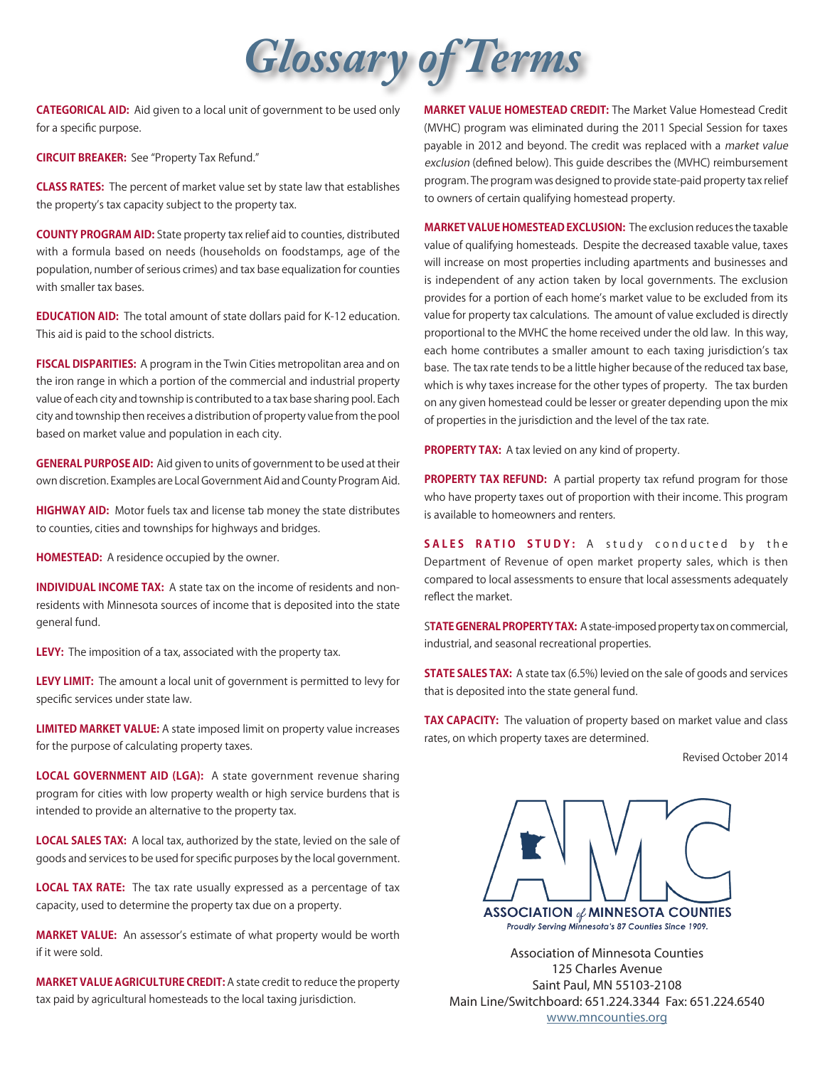# Glossary of Terms

**CATEGORICAL AID:** Aid given to a local unit of government to be used only for a specific purpose.

**CIRCUIT BREAKER:** See "Property Tax Refund."

**CLASS RATES:** The percent of market value set by state law that establishes the property's tax capacity subject to the property tax.

**COUNTY PROGRAM AID:** State property tax relief aid to counties, distributed with a formula based on needs (households on foodstamps, age of the population, number of serious crimes) and tax base equalization for counties with smaller tax bases.

**EDUCATION AID:** The total amount of state dollars paid for K-12 education. This aid is paid to the school districts.

**FISCAL DISPARITIES:** A program in the Twin Cities metropolitan area and on the iron range in which a portion of the commercial and industrial property value of each city and township is contributed to a tax base sharing pool. Each city and township then receives a distribution of property value from the pool based on market value and population in each city.

**GENERAL PURPOSE AID:** Aid given to units of government to be used at their own discretion. Examples are Local Government Aid and County Program Aid.

**HIGHWAY AID:** Motor fuels tax and license tab money the state distributes to counties, cities and townships for highways and bridges.

**HOMESTEAD:** A residence occupied by the owner.

**INDIVIDUAL INCOME TAX:** A state tax on the income of residents and non-residents with Minnesota sources of income that is deposited into the state general fund.

**LEVY:** The imposition of a tax, associated with the property tax.

**LEVY LIMIT:** The amount a local unit of government is permitted to levy for specific services under state law.

**LIMITED MARKET VALUE:** A state imposed limit on property value increases for the purpose of calculating property taxes.

**LOCAL GOVERNMENT AID (LGA):** A state government revenue sharing program for cities with low property wealth or high service burdens that is intended to provide an alternative to the property tax.

**LOCAL SALES TAX:** A local tax, authorized by the state, levied on the sale of goods and services to be used for specific purposes by the local government.

**LOCAL TAX RATE:** The tax rate usually expressed as a percentage of tax capacity, used to determine the property tax due on a property.

**MARKET VALUE:** An assessor's estimate of what property would be worth if it were sold.

**MARKET VALUE AGRICULTURE CREDIT:** A state credit to reduce the property tax paid by agricultural homesteads to the local taxing jurisdiction.

**MARKET VALUE HOMESTEAD CREDIT:** The Market Value Homestead Credit (MVHC) program was eliminated during the 2011 Special Session for taxes payable in 2012 and beyond. The credit was replaced with a *market value exclusion* (defined below). This guide describes the (MVHC) reimbursement program. The program was designed to provide state-paid property tax relief to owners of certain qualifying homestead property.

**MARKET VALUE HOMESTEAD EXCLUSION:** The exclusion reduces the taxable value of qualifying homesteads. Despite the decreased taxable value, taxes will increase on most properties including apartments and businesses and is independent of any action taken by local governments. The exclusion provides for a portion of each home's market value to be excluded from its value for property tax calculations. The amount of value excluded is directly proportional to the MVHC the home received under the old law. In this way, each home contributes a smaller amount to each taxing jurisdiction's tax base. The tax rate tends to be a little higher because of the reduced tax base, which is why taxes increase for the other types of property. The tax burden on any given homestead could be lesser or greater depending upon the mix of properties in the jurisdiction and the level of the tax rate.

**PROPERTY TAX:** A tax levied on any kind of property.

**PROPERTY TAX REFUND:** A partial property tax refund program for those who have property taxes out of proportion with their income. This program is available to homeowners and renters.

**SALES RATIO STUDY:** A study conducted by the Department of Revenue of open market property sales, which is then compared to local assessments to ensure that local assessments adequately reflect the market.

**STATE GENERAL PROPERTY TAX:** A state-imposed property tax on commercial, industrial, and seasonal recreational properties.

**STATE SALES TAX:** A state tax (6.5%) levied on the sale of goods and services that is deposited into the state general fund.

**TAX CAPACITY:** The valuation of property based on market value and class rates, on which property taxes are determined.

Revised October 2014

ASSOCIATION of MINNESOTA COUNTIES
Proudly Serving Minnesota's 87 Counties Since 1909.

Association of Minnesota Counties
125 Charles Avenue
Saint Paul, MN 55103-2108
Main Line/Switchboard: 651.224.3344 Fax: 651.224.6540
www.mncounties.org